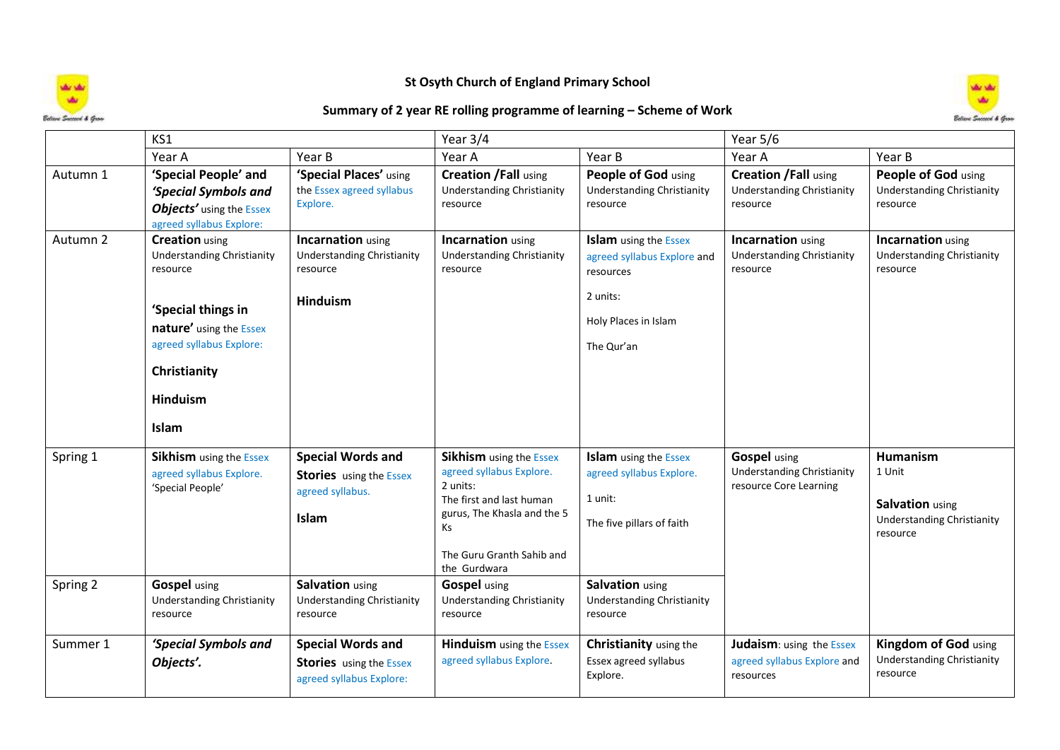# St Osyth Church of England Primary School

## Summary of 2 year RE rolling programme of learning – Scheme of Work

| | KS1 | | Year 3/4 | | Year 5/6 | |
|---|---|---|---|---|---|---|
| | Year A | Year B | Year A | Year B | Year A | Year B |
| Autumn 1 | ***'Special People'* and *'Special Symbols and Objects'*** using the Essex agreed syllabus Explore: | **'Special Places'** using the Essex agreed syllabus Explore. | **Creation /Fall** using Understanding Christianity resource | **People of God** using Understanding Christianity resource | **Creation /Fall** using Understanding Christianity resource | **People of God** using Understanding Christianity resource |
| Autumn 2 | **Creation** using Understanding Christianity resource<br><br>**'Special things in nature'** using the Essex agreed syllabus Explore:<br><br>**Christianity**<br><br>**Hinduism**<br><br>**Islam** | **Incarnation** using Understanding Christianity resource<br><br>**Hinduism** | **Incarnation** using Understanding Christianity resource | **Islam** using the Essex agreed syllabus Explore and resources<br><br>2 units:<br><br>Holy Places in Islam<br><br>The Qur'an | **Incarnation** using Understanding Christianity resource | **Incarnation** using Understanding Christianity resource |
| Spring 1 | **Sikhism** using the Essex agreed syllabus Explore. 'Special People' | **Special Words and Stories** using the Essex agreed syllabus.<br><br>**Islam** | **Sikhism** using the Essex agreed syllabus Explore.<br>2 units:<br>The first and last human gurus, The Khasla and the 5 Ks<br><br>The Guru Granth Sahib and the Gurdwara | **Islam** using the Essex agreed syllabus Explore.<br><br>1 unit:<br><br>The five pillars of faith | **Gospel** using Understanding Christianity resource Core Learning | **Humanism**<br>1 Unit<br><br>**Salvation** using Understanding Christianity resource |
| Spring 2 | **Gospel** using Understanding Christianity resource | **Salvation** using Understanding Christianity resource | **Gospel** using Understanding Christianity resource | **Salvation** using Understanding Christianity resource | | |
| Summer 1 | ***'Special Symbols and Objects'.*** | **Special Words and Stories** using the Essex agreed syllabus Explore: | **Hinduism** using the Essex agreed syllabus Explore. | **Christianity** using the Essex agreed syllabus Explore. | **Judaism**: using the Essex agreed syllabus Explore and resources | **Kingdom of God** using Understanding Christianity resource |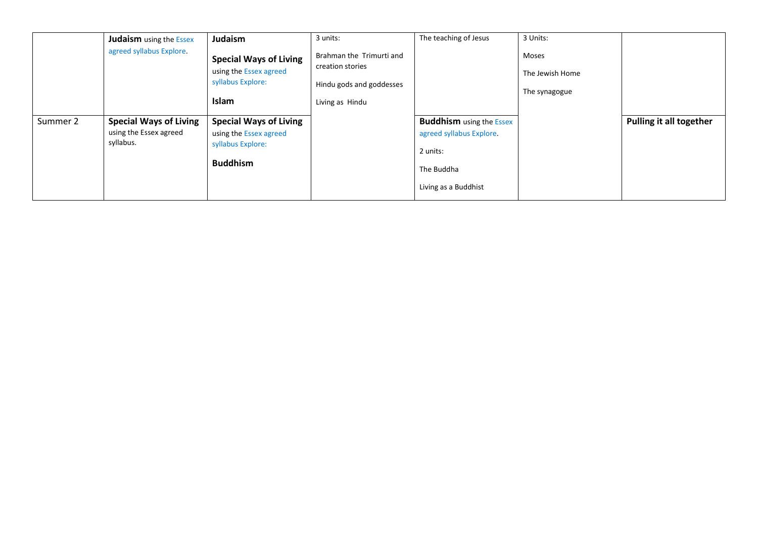| | | | | | | |
|---|---|---|---|---|---|---|
| | **Judaism** using the Essex agreed syllabus Explore. | **Judaism**<br><br>**Special Ways of Living** using the Essex agreed syllabus Explore:<br><br>**Islam** | 3 units:<br><br>Brahman the Trimurti and creation stories<br><br>Hindu gods and goddesses<br><br>Living as Hindu | The teaching of Jesus | 3 Units:<br><br>Moses<br><br>The Jewish Home<br><br>The synagogue | |
| Summer 2 | **Special Ways of Living** using the Essex agreed syllabus. | **Special Ways of Living** using the Essex agreed syllabus Explore:<br><br>**Buddhism** | | **Buddhism** using the Essex agreed syllabus Explore.<br><br>2 units:<br><br>The Buddha<br><br>Living as a Buddhist | | **Pulling it all together** |